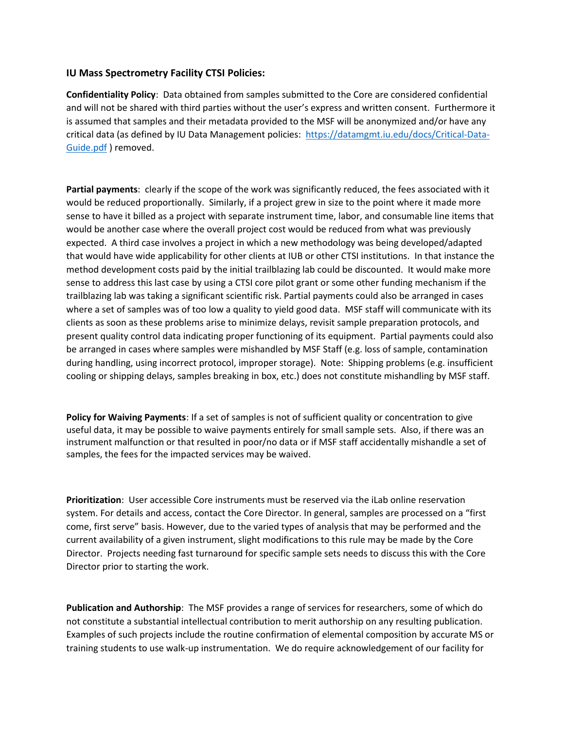### IU Mass Spectrometry Facility CTSI Policies:

**Confidentiality Policy**: Data obtained from samples submitted to the Core are considered confidential and will not be shared with third parties without the user's express and written consent. Furthermore it is assumed that samples and their metadata provided to the MSF will be anonymized and/or have any critical data (as defined by IU Data Management policies: [https://datamgmt.iu.edu/docs/Critical-Data-Guide.pdf](https://datamgmt.iu.edu/docs/Critical-Data-Guide.pdf) ) removed.

**Partial payments**: clearly if the scope of the work was significantly reduced, the fees associated with it would be reduced proportionally. Similarly, if a project grew in size to the point where it made more sense to have it billed as a project with separate instrument time, labor, and consumable line items that would be another case where the overall project cost would be reduced from what was previously expected. A third case involves a project in which a new methodology was being developed/adapted that would have wide applicability for other clients at IUB or other CTSI institutions. In that instance the method development costs paid by the initial trailblazing lab could be discounted. It would make more sense to address this last case by using a CTSI core pilot grant or some other funding mechanism if the trailblazing lab was taking a significant scientific risk. Partial payments could also be arranged in cases where a set of samples was of too low a quality to yield good data. MSF staff will communicate with its clients as soon as these problems arise to minimize delays, revisit sample preparation protocols, and present quality control data indicating proper functioning of its equipment. Partial payments could also be arranged in cases where samples were mishandled by MSF Staff (e.g. loss of sample, contamination during handling, using incorrect protocol, improper storage). Note: Shipping problems (e.g. insufficient cooling or shipping delays, samples breaking in box, etc.) does not constitute mishandling by MSF staff.

**Policy for Waiving Payments**: If a set of samples is not of sufficient quality or concentration to give useful data, it may be possible to waive payments entirely for small sample sets. Also, if there was an instrument malfunction or that resulted in poor/no data or if MSF staff accidentally mishandle a set of samples, the fees for the impacted services may be waived.

**Prioritization**: User accessible Core instruments must be reserved via the iLab online reservation system. For details and access, contact the Core Director. In general, samples are processed on a "first come, first serve" basis. However, due to the varied types of analysis that may be performed and the current availability of a given instrument, slight modifications to this rule may be made by the Core Director. Projects needing fast turnaround for specific sample sets needs to discuss this with the Core Director prior to starting the work.

**Publication and Authorship**: The MSF provides a range of services for researchers, some of which do not constitute a substantial intellectual contribution to merit authorship on any resulting publication. Examples of such projects include the routine confirmation of elemental composition by accurate MS or training students to use walk-up instrumentation. We do require acknowledgement of our facility for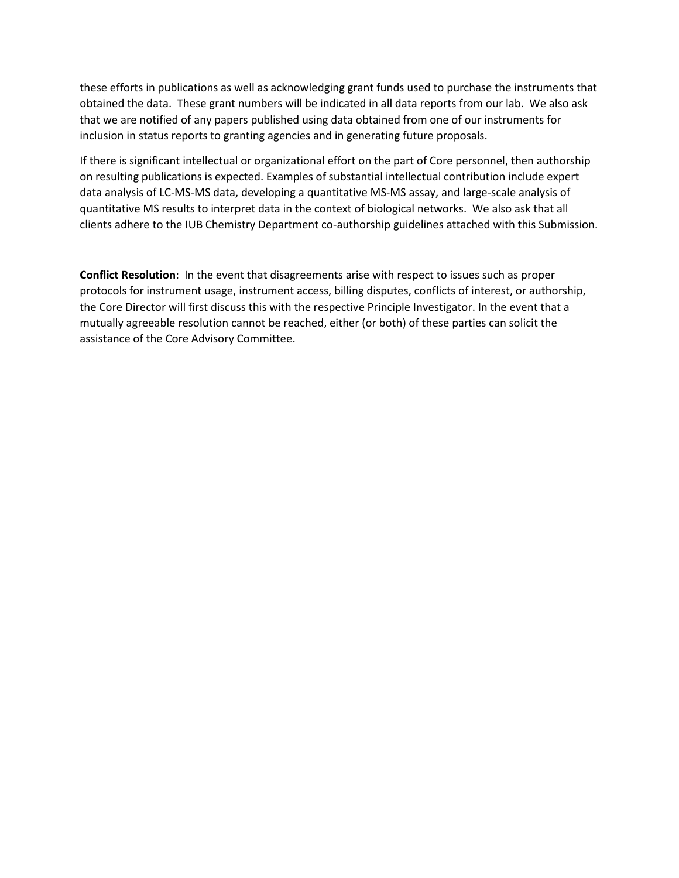these efforts in publications as well as acknowledging grant funds used to purchase the instruments that obtained the data. These grant numbers will be indicated in all data reports from our lab. We also ask that we are notified of any papers published using data obtained from one of our instruments for inclusion in status reports to granting agencies and in generating future proposals.

If there is significant intellectual or organizational effort on the part of Core personnel, then authorship on resulting publications is expected. Examples of substantial intellectual contribution include expert data analysis of LC-MS-MS data, developing a quantitative MS-MS assay, and large-scale analysis of quantitative MS results to interpret data in the context of biological networks. We also ask that all clients adhere to the IUB Chemistry Department co-authorship guidelines attached with this Submission.

**Conflict Resolution**: In the event that disagreements arise with respect to issues such as proper protocols for instrument usage, instrument access, billing disputes, conflicts of interest, or authorship, the Core Director will first discuss this with the respective Principle Investigator. In the event that a mutually agreeable resolution cannot be reached, either (or both) of these parties can solicit the assistance of the Core Advisory Committee.